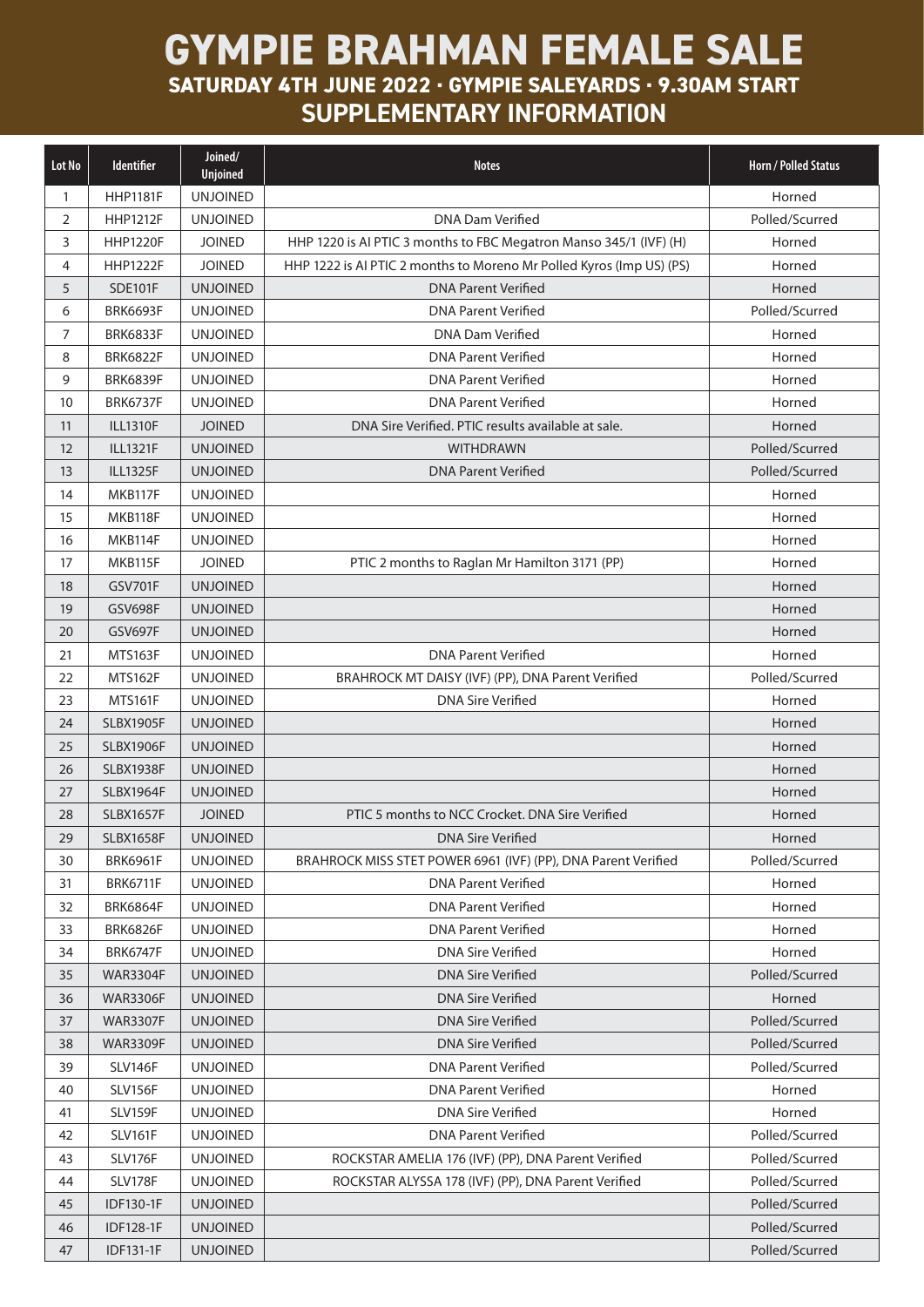# GYMPIE BRAHMAN FEMALE SALE

## SATURDAY 4TH JUNE 2022 · GYMPIE SALEYARDS · 9.30AM START

## SUPPLEMENTARY INFORMATION

| Lot No | Identifier | Joined/ Unjoined | Notes | Horn / Polled Status |
|---|---|---|---|---|
| 1 | HHP1181F | UNJOINED | | Horned |
| 2 | HHP1212F | UNJOINED | DNA Dam Verified | Polled/Scurred |
| 3 | HHP1220F | JOINED | HHP 1220 is AI PTIC 3 months to FBC Megatron Manso 345/1 (IVF) (H) | Horned |
| 4 | HHP1222F | JOINED | HHP 1222 is AI PTIC 2 months to Moreno Mr Polled Kyros (Imp US) (PS) | Horned |
| 5 | SDE101F | UNJOINED | DNA Parent Verified | Horned |
| 6 | BRK6693F | UNJOINED | DNA Parent Verified | Polled/Scurred |
| 7 | BRK6833F | UNJOINED | DNA Dam Verified | Horned |
| 8 | BRK6822F | UNJOINED | DNA Parent Verified | Horned |
| 9 | BRK6839F | UNJOINED | DNA Parent Verified | Horned |
| 10 | BRK6737F | UNJOINED | DNA Parent Verified | Horned |
| 11 | ILL1310F | JOINED | DNA Sire Verified. PTIC results available at sale. | Horned |
| 12 | ILL1321F | UNJOINED | WITHDRAWN | Polled/Scurred |
| 13 | ILL1325F | UNJOINED | DNA Parent Verified | Polled/Scurred |
| 14 | MKB117F | UNJOINED | | Horned |
| 15 | MKB118F | UNJOINED | | Horned |
| 16 | MKB114F | UNJOINED | | Horned |
| 17 | MKB115F | JOINED | PTIC 2 months to Raglan Mr Hamilton 3171 (PP) | Horned |
| 18 | GSV701F | UNJOINED | | Horned |
| 19 | GSV698F | UNJOINED | | Horned |
| 20 | GSV697F | UNJOINED | | Horned |
| 21 | MTS163F | UNJOINED | DNA Parent Verified | Horned |
| 22 | MTS162F | UNJOINED | BRAHROCK MT DAISY (IVF) (PP), DNA Parent Verified | Polled/Scurred |
| 23 | MTS161F | UNJOINED | DNA Sire Verified | Horned |
| 24 | SLBX1905F | UNJOINED | | Horned |
| 25 | SLBX1906F | UNJOINED | | Horned |
| 26 | SLBX1938F | UNJOINED | | Horned |
| 27 | SLBX1964F | UNJOINED | | Horned |
| 28 | SLBX1657F | JOINED | PTIC 5 months to NCC Crocket. DNA Sire Verified | Horned |
| 29 | SLBX1658F | UNJOINED | DNA Sire Verified | Horned |
| 30 | BRK6961F | UNJOINED | BRAHROCK MISS STET POWER 6961 (IVF) (PP), DNA Parent Verified | Polled/Scurred |
| 31 | BRK6711F | UNJOINED | DNA Parent Verified | Horned |
| 32 | BRK6864F | UNJOINED | DNA Parent Verified | Horned |
| 33 | BRK6826F | UNJOINED | DNA Parent Verified | Horned |
| 34 | BRK6747F | UNJOINED | DNA Sire Verified | Horned |
| 35 | WAR3304F | UNJOINED | DNA Sire Verified | Polled/Scurred |
| 36 | WAR3306F | UNJOINED | DNA Sire Verified | Horned |
| 37 | WAR3307F | UNJOINED | DNA Sire Verified | Polled/Scurred |
| 38 | WAR3309F | UNJOINED | DNA Sire Verified | Polled/Scurred |
| 39 | SLV146F | UNJOINED | DNA Parent Verified | Polled/Scurred |
| 40 | SLV156F | UNJOINED | DNA Parent Verified | Horned |
| 41 | SLV159F | UNJOINED | DNA Sire Verified | Horned |
| 42 | SLV161F | UNJOINED | DNA Parent Verified | Polled/Scurred |
| 43 | SLV176F | UNJOINED | ROCKSTAR AMELIA 176 (IVF) (PP), DNA Parent Verified | Polled/Scurred |
| 44 | SLV178F | UNJOINED | ROCKSTAR ALYSSA 178 (IVF) (PP), DNA Parent Verified | Polled/Scurred |
| 45 | IDF130-1F | UNJOINED | | Polled/Scurred |
| 46 | IDF128-1F | UNJOINED | | Polled/Scurred |
| 47 | IDF131-1F | UNJOINED | | Polled/Scurred |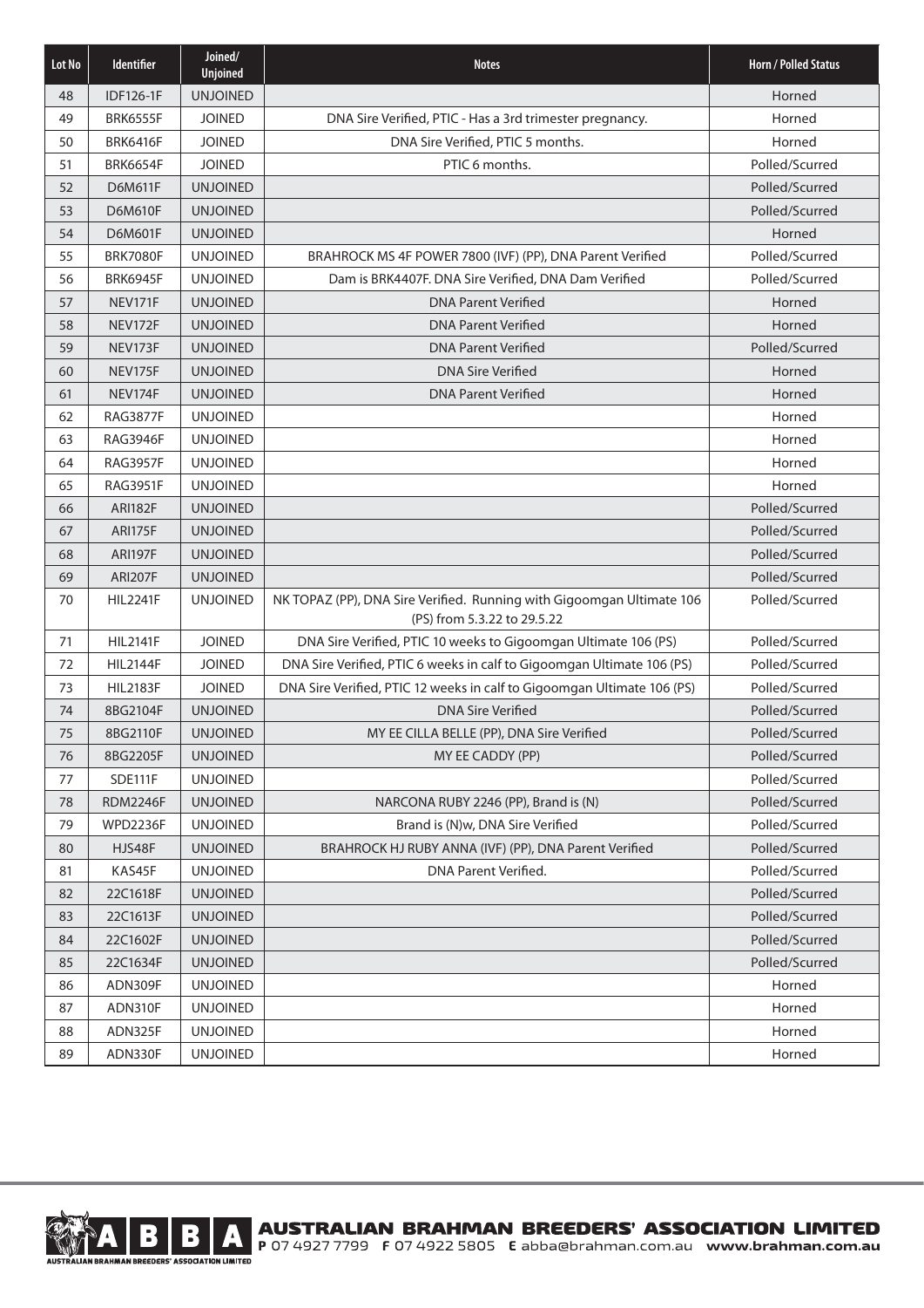| Lot No | Identifier | Joined/ Unjoined | Notes | Horn / Polled Status |
|---|---|---|---|---|
| 48 | IDF126-1F | UNJOINED | | Horned |
| 49 | BRK6555F | JOINED | DNA Sire Verified, PTIC - Has a 3rd trimester pregnancy. | Horned |
| 50 | BRK6416F | JOINED | DNA Sire Verified, PTIC 5 months. | Horned |
| 51 | BRK6654F | JOINED | PTIC 6 months. | Polled/Scurred |
| 52 | D6M611F | UNJOINED | | Polled/Scurred |
| 53 | D6M610F | UNJOINED | | Polled/Scurred |
| 54 | D6M601F | UNJOINED | | Horned |
| 55 | BRK7080F | UNJOINED | BRAHROCK MS 4F POWER 7800 (IVF) (PP), DNA Parent Verified | Polled/Scurred |
| 56 | BRK6945F | UNJOINED | Dam is BRK4407F. DNA Sire Verified, DNA Dam Verified | Polled/Scurred |
| 57 | NEV171F | UNJOINED | DNA Parent Verified | Horned |
| 58 | NEV172F | UNJOINED | DNA Parent Verified | Horned |
| 59 | NEV173F | UNJOINED | DNA Parent Verified | Polled/Scurred |
| 60 | NEV175F | UNJOINED | DNA Sire Verified | Horned |
| 61 | NEV174F | UNJOINED | DNA Parent Verified | Horned |
| 62 | RAG3877F | UNJOINED | | Horned |
| 63 | RAG3946F | UNJOINED | | Horned |
| 64 | RAG3957F | UNJOINED | | Horned |
| 65 | RAG3951F | UNJOINED | | Horned |
| 66 | ARI182F | UNJOINED | | Polled/Scurred |
| 67 | ARI175F | UNJOINED | | Polled/Scurred |
| 68 | ARI197F | UNJOINED | | Polled/Scurred |
| 69 | ARI207F | UNJOINED | | Polled/Scurred |
| 70 | HIL2241F | UNJOINED | NK TOPAZ (PP), DNA Sire Verified. Running with Gigoomgan Ultimate 106 (PS) from 5.3.22 to 29.5.22 | Polled/Scurred |
| 71 | HIL2141F | JOINED | DNA Sire Verified, PTIC 10 weeks to Gigoomgan Ultimate 106 (PS) | Polled/Scurred |
| 72 | HIL2144F | JOINED | DNA Sire Verified, PTIC 6 weeks in calf to Gigoomgan Ultimate 106 (PS) | Polled/Scurred |
| 73 | HIL2183F | JOINED | DNA Sire Verified, PTIC 12 weeks in calf to Gigoomgan Ultimate 106 (PS) | Polled/Scurred |
| 74 | 8BG2104F | UNJOINED | DNA Sire Verified | Polled/Scurred |
| 75 | 8BG2110F | UNJOINED | MY EE CILLA BELLE (PP), DNA Sire Verified | Polled/Scurred |
| 76 | 8BG2205F | UNJOINED | MY EE CADDY (PP) | Polled/Scurred |
| 77 | SDE111F | UNJOINED | | Polled/Scurred |
| 78 | RDM2246F | UNJOINED | NARCONA RUBY 2246 (PP), Brand is (N) | Polled/Scurred |
| 79 | WPD2236F | UNJOINED | Brand is (N)w, DNA Sire Verified | Polled/Scurred |
| 80 | HJS48F | UNJOINED | BRAHROCK HJ RUBY ANNA (IVF) (PP), DNA Parent Verified | Polled/Scurred |
| 81 | KAS45F | UNJOINED | DNA Parent Verified. | Polled/Scurred |
| 82 | 22C1618F | UNJOINED | | Polled/Scurred |
| 83 | 22C1613F | UNJOINED | | Polled/Scurred |
| 84 | 22C1602F | UNJOINED | | Polled/Scurred |
| 85 | 22C1634F | UNJOINED | | Polled/Scurred |
| 86 | ADN309F | UNJOINED | | Horned |
| 87 | ADN310F | UNJOINED | | Horned |
| 88 | ADN325F | UNJOINED | | Horned |
| 89 | ADN330F | UNJOINED | | Horned |